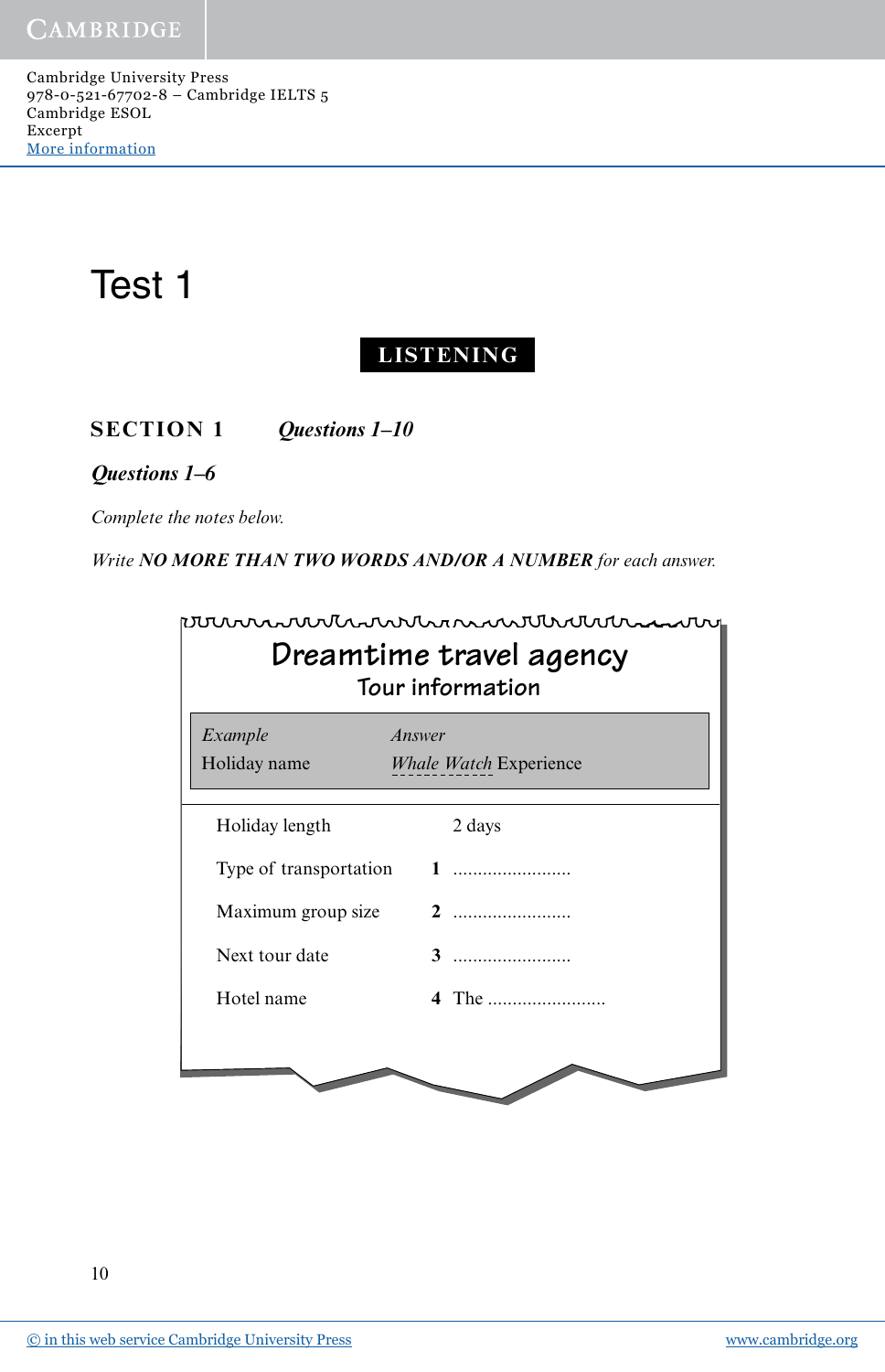# Test 1

## LISTENING

### SECTION 1 *Questions 1–10*

### *Questions 1–6*

*Complete the notes below.*

*Write **NO MORE THAN TWO WORDS AND/OR A NUMBER** for each answer.*

**Dreamtime travel agency**

**Tour information**

| *Example* | *Answer* |
|---|---|
| Holiday name | *Whale Watch* Experience |

| | |
|---|---|
| Holiday length | 2 days |
| Type of transportation | **1** ........................ |
| Maximum group size | **2** ........................ |
| Next tour date | **3** ........................ |
| Hotel name | **4** The ........................ |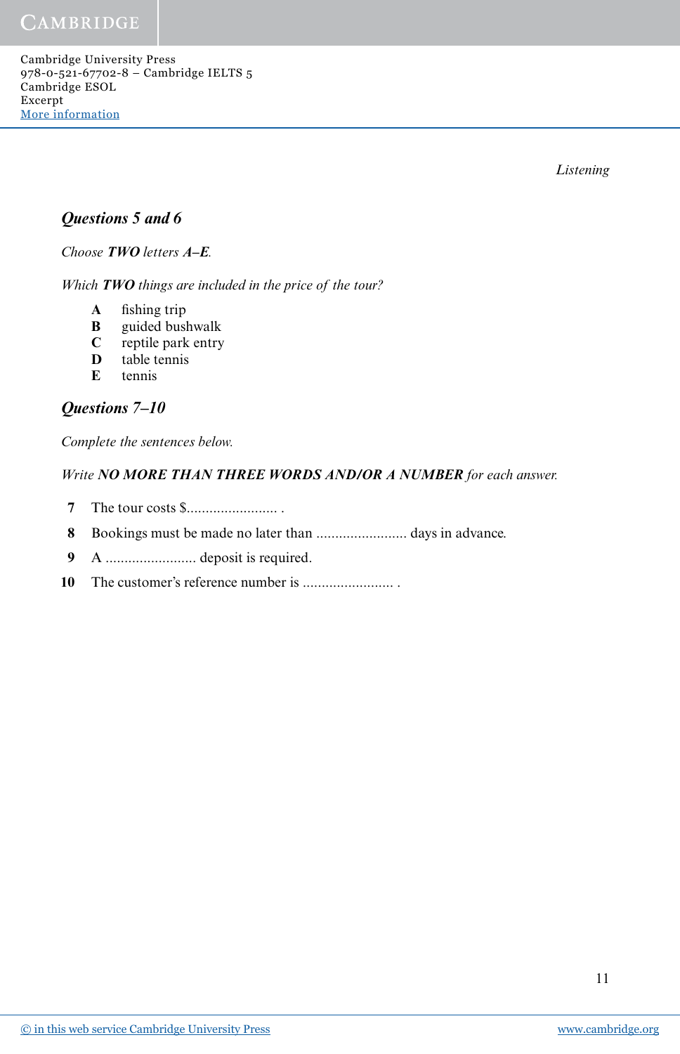### *Questions 5 and 6*

*Choose **TWO** letters **A–E**.*

*Which **TWO** things are included in the price of the tour?*

- **A** fishing trip
- **B** guided bushwalk
- **C** reptile park entry
- **D** table tennis
- **E** tennis

### *Questions 7–10*

*Complete the sentences below.*

*Write **NO MORE THAN THREE WORDS AND/OR A NUMBER** for each answer.*

**7** The tour costs $........................ .

**8** Bookings must be made no later than ........................ days in advance.

**9** A ........................ deposit is required.

**10** The customer's reference number is ........................ .